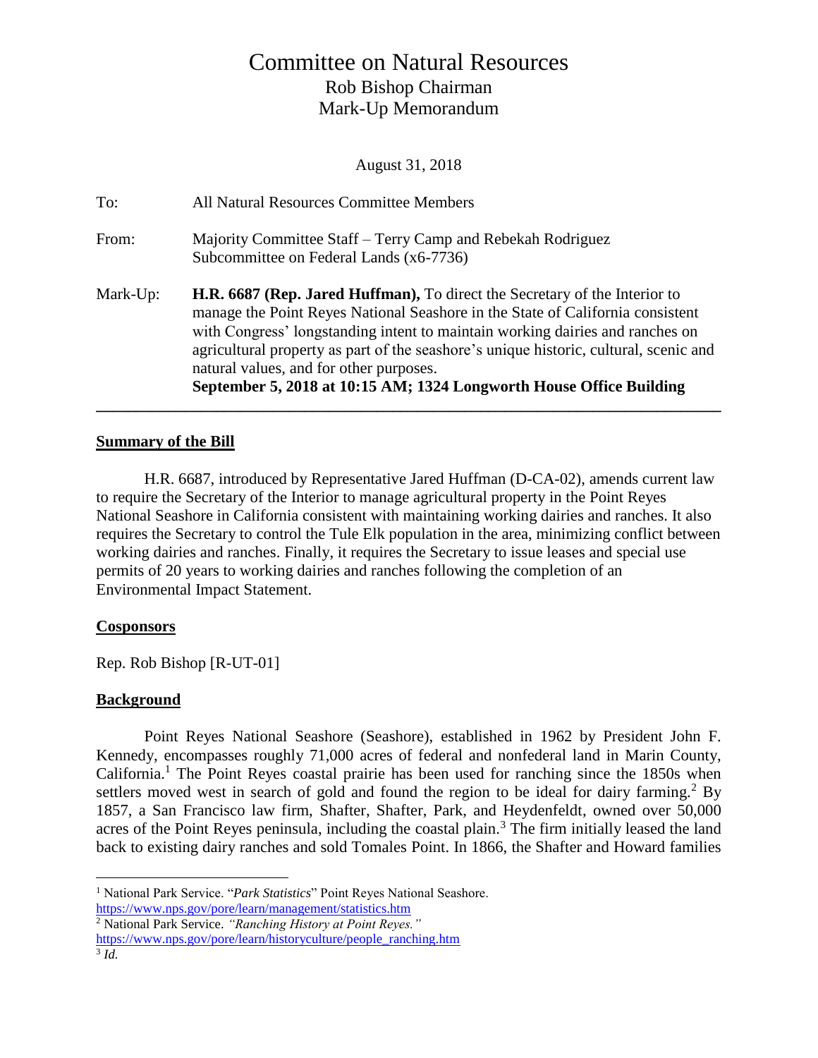# Committee on Natural Resources

## Rob Bishop Chairman

## Mark-Up Memorandum

August 31, 2018

To: All Natural Resources Committee Members

From: Majority Committee Staff – Terry Camp and Rebekah Rodriguez
Subcommittee on Federal Lands (x6-7736)

Mark-Up: **H.R. 6687 (Rep. Jared Huffman),** To direct the Secretary of the Interior to manage the Point Reyes National Seashore in the State of California consistent with Congress' longstanding intent to maintain working dairies and ranches on agricultural property as part of the seashore's unique historic, cultural, scenic and natural values, and for other purposes.
**September 5, 2018 at 10:15 AM; 1324 Longworth House Office Building**

---

### Summary of the Bill

H.R. 6687, introduced by Representative Jared Huffman (D-CA-02), amends current law to require the Secretary of the Interior to manage agricultural property in the Point Reyes National Seashore in California consistent with maintaining working dairies and ranches. It also requires the Secretary to control the Tule Elk population in the area, minimizing conflict between working dairies and ranches. Finally, it requires the Secretary to issue leases and special use permits of 20 years to working dairies and ranches following the completion of an Environmental Impact Statement.

### Cosponsors

Rep. Rob Bishop [R-UT-01]

### Background

Point Reyes National Seashore (Seashore), established in 1962 by President John F. Kennedy, encompasses roughly 71,000 acres of federal and nonfederal land in Marin County, California.[1] The Point Reyes coastal prairie has been used for ranching since the 1850s when settlers moved west in search of gold and found the region to be ideal for dairy farming.[2] By 1857, a San Francisco law firm, Shafter, Shafter, Park, and Heydenfeldt, owned over 50,000 acres of the Point Reyes peninsula, including the coastal plain.[3] The firm initially leased the land back to existing dairy ranches and sold Tomales Point. In 1866, the Shafter and Howard families

---

[1] National Park Service. "*Park Statistics*" Point Reyes National Seashore. https://www.nps.gov/pore/learn/management/statistics.htm

[2] National Park Service. *"Ranching History at Point Reyes."* https://www.nps.gov/pore/learn/historyculture/people_ranching.htm

[3] *Id.*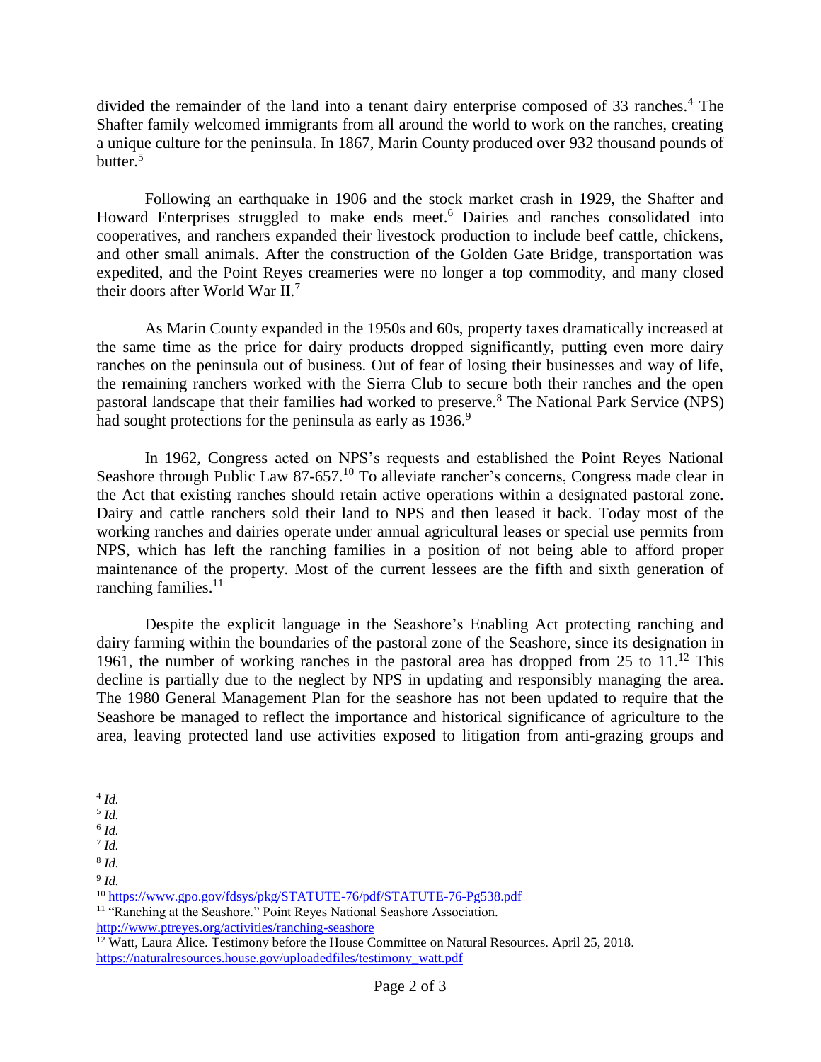divided the remainder of the land into a tenant dairy enterprise composed of 33 ranches.[4] The Shafter family welcomed immigrants from all around the world to work on the ranches, creating a unique culture for the peninsula. In 1867, Marin County produced over 932 thousand pounds of butter.[5]

Following an earthquake in 1906 and the stock market crash in 1929, the Shafter and Howard Enterprises struggled to make ends meet.[6] Dairies and ranches consolidated into cooperatives, and ranchers expanded their livestock production to include beef cattle, chickens, and other small animals. After the construction of the Golden Gate Bridge, transportation was expedited, and the Point Reyes creameries were no longer a top commodity, and many closed their doors after World War II.[7]

As Marin County expanded in the 1950s and 60s, property taxes dramatically increased at the same time as the price for dairy products dropped significantly, putting even more dairy ranches on the peninsula out of business. Out of fear of losing their businesses and way of life, the remaining ranchers worked with the Sierra Club to secure both their ranches and the open pastoral landscape that their families had worked to preserve.[8] The National Park Service (NPS) had sought protections for the peninsula as early as 1936.[9]

In 1962, Congress acted on NPS's requests and established the Point Reyes National Seashore through Public Law 87-657.[10] To alleviate rancher's concerns, Congress made clear in the Act that existing ranches should retain active operations within a designated pastoral zone. Dairy and cattle ranchers sold their land to NPS and then leased it back. Today most of the working ranches and dairies operate under annual agricultural leases or special use permits from NPS, which has left the ranching families in a position of not being able to afford proper maintenance of the property. Most of the current lessees are the fifth and sixth generation of ranching families.[11]

Despite the explicit language in the Seashore's Enabling Act protecting ranching and dairy farming within the boundaries of the pastoral zone of the Seashore, since its designation in 1961, the number of working ranches in the pastoral area has dropped from 25 to 11.[12] This decline is partially due to the neglect by NPS in updating and responsibly managing the area. The 1980 General Management Plan for the seashore has not been updated to require that the Seashore be managed to reflect the importance and historical significance of agriculture to the area, leaving protected land use activities exposed to litigation from anti-grazing groups and

---

[4] *Id.*

[5] *Id.*

[6] *Id.*

[7] *Id.*

[8] *Id.*

[9] *Id.*

[10] https://www.gpo.gov/fdsys/pkg/STATUTE-76/pdf/STATUTE-76-Pg538.pdf

[11] "Ranching at the Seashore." Point Reyes National Seashore Association. http://www.ptreyes.org/activities/ranching-seashore

[12] Watt, Laura Alice. Testimony before the House Committee on Natural Resources. April 25, 2018. https://naturalresources.house.gov/uploadedfiles/testimony_watt.pdf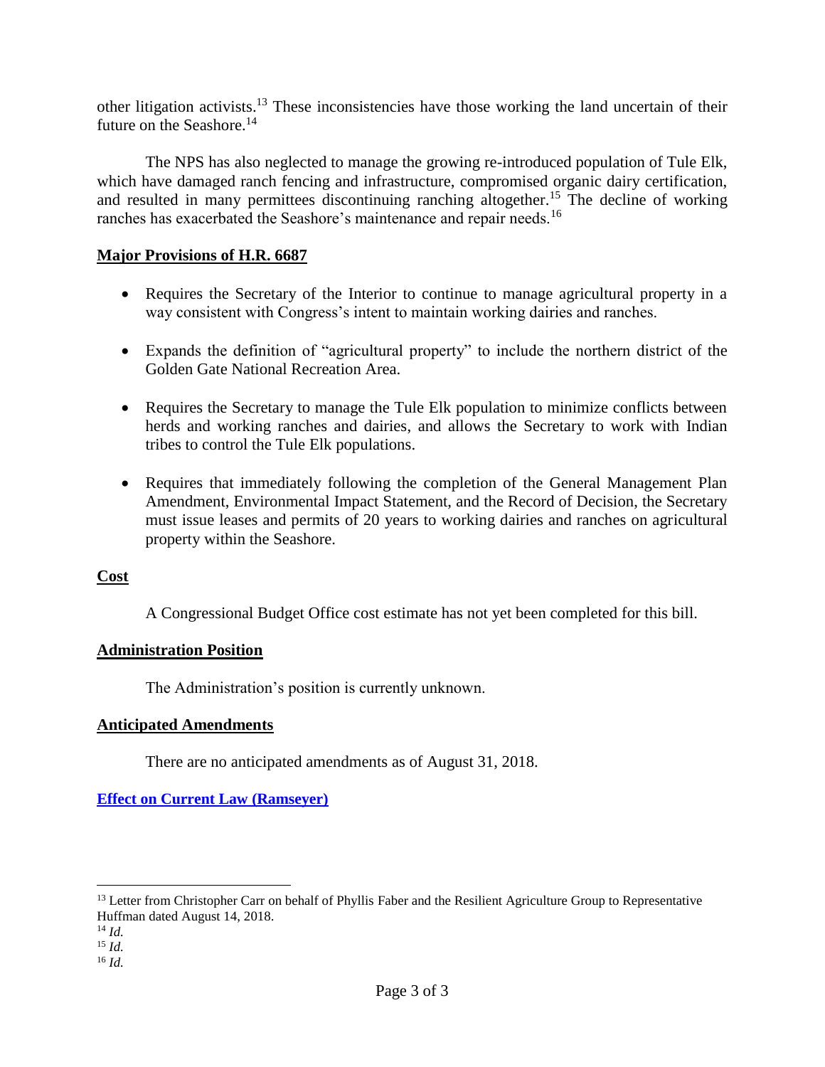other litigation activists.[13] These inconsistencies have those working the land uncertain of their future on the Seashore.[14]

The NPS has also neglected to manage the growing re-introduced population of Tule Elk, which have damaged ranch fencing and infrastructure, compromised organic dairy certification, and resulted in many permittees discontinuing ranching altogether.[15] The decline of working ranches has exacerbated the Seashore's maintenance and repair needs.[16]

## Major Provisions of H.R. 6687

- Requires the Secretary of the Interior to continue to manage agricultural property in a way consistent with Congress's intent to maintain working dairies and ranches.
- Expands the definition of "agricultural property" to include the northern district of the Golden Gate National Recreation Area.
- Requires the Secretary to manage the Tule Elk population to minimize conflicts between herds and working ranches and dairies, and allows the Secretary to work with Indian tribes to control the Tule Elk populations.
- Requires that immediately following the completion of the General Management Plan Amendment, Environmental Impact Statement, and the Record of Decision, the Secretary must issue leases and permits of 20 years to working dairies and ranches on agricultural property within the Seashore.

## Cost

A Congressional Budget Office cost estimate has not yet been completed for this bill.

## Administration Position

The Administration's position is currently unknown.

## Anticipated Amendments

There are no anticipated amendments as of August 31, 2018.

## Effect on Current Law (Ramseyer)

[13] Letter from Christopher Carr on behalf of Phyllis Faber and the Resilient Agriculture Group to Representative Huffman dated August 14, 2018.
[14] *Id.*
[15] *Id.*
[16] *Id.*